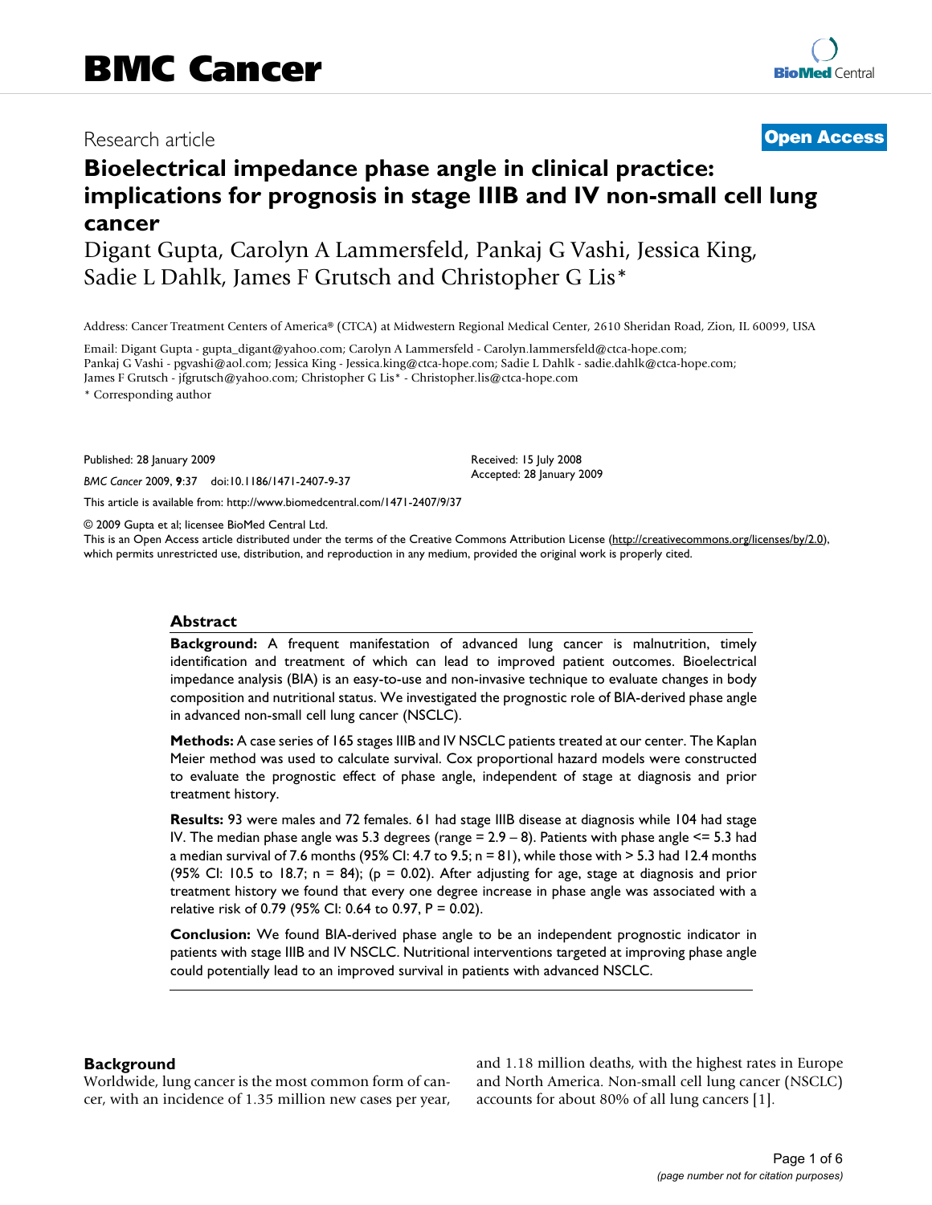# BMC Cancer

Research article

**Open Access**

# Bioelectrical impedance phase angle in clinical practice: implications for prognosis in stage IIIB and IV non-small cell lung cancer

Digant Gupta, Carolyn A Lammersfeld, Pankaj G Vashi, Jessica King, Sadie L Dahlk, James F Grutsch and Christopher G Lis*

Address: Cancer Treatment Centers of America® (CTCA) at Midwestern Regional Medical Center, 2610 Sheridan Road, Zion, IL 60099, USA

Email: Digant Gupta - gupta_digant@yahoo.com; Carolyn A Lammersfeld - Carolyn.lammersfeld@ctca-hope.com; Pankaj G Vashi - pgvashi@aol.com; Jessica King - Jessica.king@ctca-hope.com; Sadie L Dahlk - sadie.dahlk@ctca-hope.com; James F Grutsch - jfgrutsch@yahoo.com; Christopher G Lis* - Christopher.lis@ctca-hope.com

* Corresponding author

Published: 28 January 2009

*BMC Cancer* 2009, **9**:37 doi:10.1186/1471-2407-9-37

Received: 15 July 2008
Accepted: 28 January 2009

This article is available from: http://www.biomedcentral.com/1471-2407/9/37

© 2009 Gupta et al; licensee BioMed Central Ltd.
This is an Open Access article distributed under the terms of the Creative Commons Attribution License (http://creativecommons.org/licenses/by/2.0), which permits unrestricted use, distribution, and reproduction in any medium, provided the original work is properly cited.

## Abstract

**Background:** A frequent manifestation of advanced lung cancer is malnutrition, timely identification and treatment of which can lead to improved patient outcomes. Bioelectrical impedance analysis (BIA) is an easy-to-use and non-invasive technique to evaluate changes in body composition and nutritional status. We investigated the prognostic role of BIA-derived phase angle in advanced non-small cell lung cancer (NSCLC).

**Methods:** A case series of 165 stages IIIB and IV NSCLC patients treated at our center. The Kaplan Meier method was used to calculate survival. Cox proportional hazard models were constructed to evaluate the prognostic effect of phase angle, independent of stage at diagnosis and prior treatment history.

**Results:** 93 were males and 72 females. 61 had stage IIIB disease at diagnosis while 104 had stage IV. The median phase angle was 5.3 degrees (range = 2.9 – 8). Patients with phase angle <= 5.3 had a median survival of 7.6 months (95% CI: 4.7 to 9.5; n = 81), while those with > 5.3 had 12.4 months (95% CI: 10.5 to 18.7; n = 84); (p = 0.02). After adjusting for age, stage at diagnosis and prior treatment history we found that every one degree increase in phase angle was associated with a relative risk of 0.79 (95% CI: 0.64 to 0.97, P = 0.02).

**Conclusion:** We found BIA-derived phase angle to be an independent prognostic indicator in patients with stage IIIB and IV NSCLC. Nutritional interventions targeted at improving phase angle could potentially lead to an improved survival in patients with advanced NSCLC.

## Background

Worldwide, lung cancer is the most common form of cancer, with an incidence of 1.35 million new cases per year, and 1.18 million deaths, with the highest rates in Europe and North America. Non-small cell lung cancer (NSCLC) accounts for about 80% of all lung cancers [1].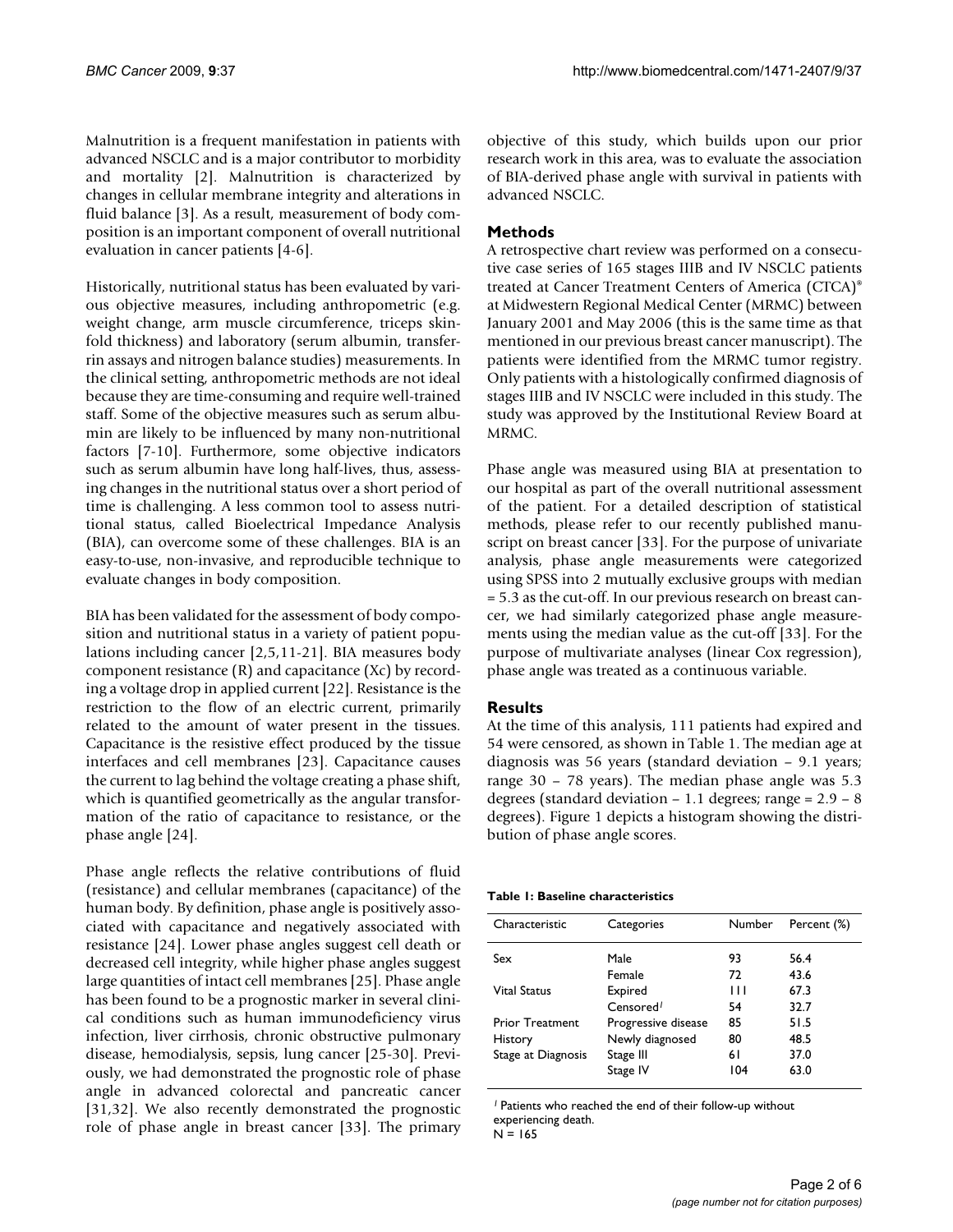Malnutrition is a frequent manifestation in patients with advanced NSCLC and is a major contributor to morbidity and mortality [2]. Malnutrition is characterized by changes in cellular membrane integrity and alterations in fluid balance [3]. As a result, measurement of body composition is an important component of overall nutritional evaluation in cancer patients [4-6].

Historically, nutritional status has been evaluated by various objective measures, including anthropometric (e.g. weight change, arm muscle circumference, triceps skinfold thickness) and laboratory (serum albumin, transferrin assays and nitrogen balance studies) measurements. In the clinical setting, anthropometric methods are not ideal because they are time-consuming and require well-trained staff. Some of the objective measures such as serum albumin are likely to be influenced by many non-nutritional factors [7-10]. Furthermore, some objective indicators such as serum albumin have long half-lives, thus, assessing changes in the nutritional status over a short period of time is challenging. A less common tool to assess nutritional status, called Bioelectrical Impedance Analysis (BIA), can overcome some of these challenges. BIA is an easy-to-use, non-invasive, and reproducible technique to evaluate changes in body composition.

BIA has been validated for the assessment of body composition and nutritional status in a variety of patient populations including cancer [2,5,11-21]. BIA measures body component resistance (R) and capacitance (Xc) by recording a voltage drop in applied current [22]. Resistance is the restriction to the flow of an electric current, primarily related to the amount of water present in the tissues. Capacitance is the resistive effect produced by the tissue interfaces and cell membranes [23]. Capacitance causes the current to lag behind the voltage creating a phase shift, which is quantified geometrically as the angular transformation of the ratio of capacitance to resistance, or the phase angle [24].

Phase angle reflects the relative contributions of fluid (resistance) and cellular membranes (capacitance) of the human body. By definition, phase angle is positively associated with capacitance and negatively associated with resistance [24]. Lower phase angles suggest cell death or decreased cell integrity, while higher phase angles suggest large quantities of intact cell membranes [25]. Phase angle has been found to be a prognostic marker in several clinical conditions such as human immunodeficiency virus infection, liver cirrhosis, chronic obstructive pulmonary disease, hemodialysis, sepsis, lung cancer [25-30]. Previously, we had demonstrated the prognostic role of phase angle in advanced colorectal and pancreatic cancer [31,32]. We also recently demonstrated the prognostic role of phase angle in breast cancer [33]. The primary objective of this study, which builds upon our prior research work in this area, was to evaluate the association of BIA-derived phase angle with survival in patients with advanced NSCLC.

## Methods

A retrospective chart review was performed on a consecutive case series of 165 stages IIIB and IV NSCLC patients treated at Cancer Treatment Centers of America (CTCA)® at Midwestern Regional Medical Center (MRMC) between January 2001 and May 2006 (this is the same time as that mentioned in our previous breast cancer manuscript). The patients were identified from the MRMC tumor registry. Only patients with a histologically confirmed diagnosis of stages IIIB and IV NSCLC were included in this study. The study was approved by the Institutional Review Board at MRMC.

Phase angle was measured using BIA at presentation to our hospital as part of the overall nutritional assessment of the patient. For a detailed description of statistical methods, please refer to our recently published manuscript on breast cancer [33]. For the purpose of univariate analysis, phase angle measurements were categorized using SPSS into 2 mutually exclusive groups with median = 5.3 as the cut-off. In our previous research on breast cancer, we had similarly categorized phase angle measurements using the median value as the cut-off [33]. For the purpose of multivariate analyses (linear Cox regression), phase angle was treated as a continuous variable.

## Results

At the time of this analysis, 111 patients had expired and 54 were censored, as shown in Table 1. The median age at diagnosis was 56 years (standard deviation – 9.1 years; range 30 – 78 years). The median phase angle was 5.3 degrees (standard deviation – 1.1 degrees; range = 2.9 – 8 degrees). Figure 1 depicts a histogram showing the distribution of phase angle scores.

**Table 1: Baseline characteristics**

| Characteristic | Categories | Number | Percent (%) |
|---|---|---|---|
| Sex | Male | 93 | 56.4 |
| | Female | 72 | 43.6 |
| Vital Status | Expired | 111 | 67.3 |
| | Censored[1] | 54 | 32.7 |
| Prior Treatment History | Progressive disease | 85 | 51.5 |
| | Newly diagnosed | 80 | 48.5 |
| Stage at Diagnosis | Stage III | 61 | 37.0 |
| | Stage IV | 104 | 63.0 |

[1] Patients who reached the end of their follow-up without experiencing death.
N = 165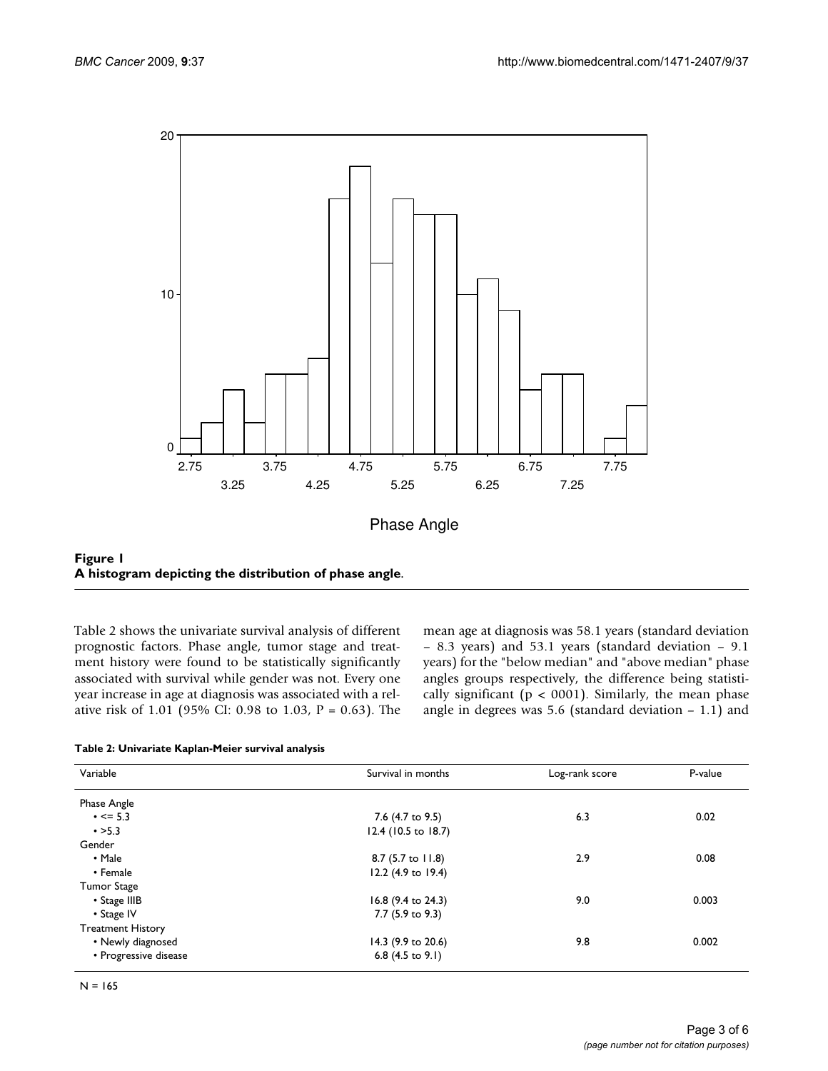**Figure 1**
**A histogram depicting the distribution of phase angle**.

Table 2 shows the univariate survival analysis of different prognostic factors. Phase angle, tumor stage and treatment history were found to be statistically significantly associated with survival while gender was not. Every one year increase in age at diagnosis was associated with a relative risk of 1.01 (95% CI: 0.98 to 1.03, P = 0.63). The mean age at diagnosis was 58.1 years (standard deviation – 8.3 years) and 53.1 years (standard deviation – 9.1 years) for the "below median" and "above median" phase angles groups respectively, the difference being statistically significant (p < 0001). Similarly, the mean phase angle in degrees was 5.6 (standard deviation – 1.1) and

**Table 2: Univariate Kaplan-Meier survival analysis**

| Variable | Survival in months | Log-rank score | P-value |
|---|---|---|---|
| Phase Angle | | | |
| • <= 5.3 | 7.6 (4.7 to 9.5) | 6.3 | 0.02 |
| • >5.3 | 12.4 (10.5 to 18.7) | | |
| Gender | | | |
| • Male | 8.7 (5.7 to 11.8) | 2.9 | 0.08 |
| • Female | 12.2 (4.9 to 19.4) | | |
| Tumor Stage | | | |
| • Stage IIIB | 16.8 (9.4 to 24.3) | 9.0 | 0.003 |
| • Stage IV | 7.7 (5.9 to 9.3) | | |
| Treatment History | | | |
| • Newly diagnosed | 14.3 (9.9 to 20.6) | 9.8 | 0.002 |
| • Progressive disease | 6.8 (4.5 to 9.1) | | |

N = 165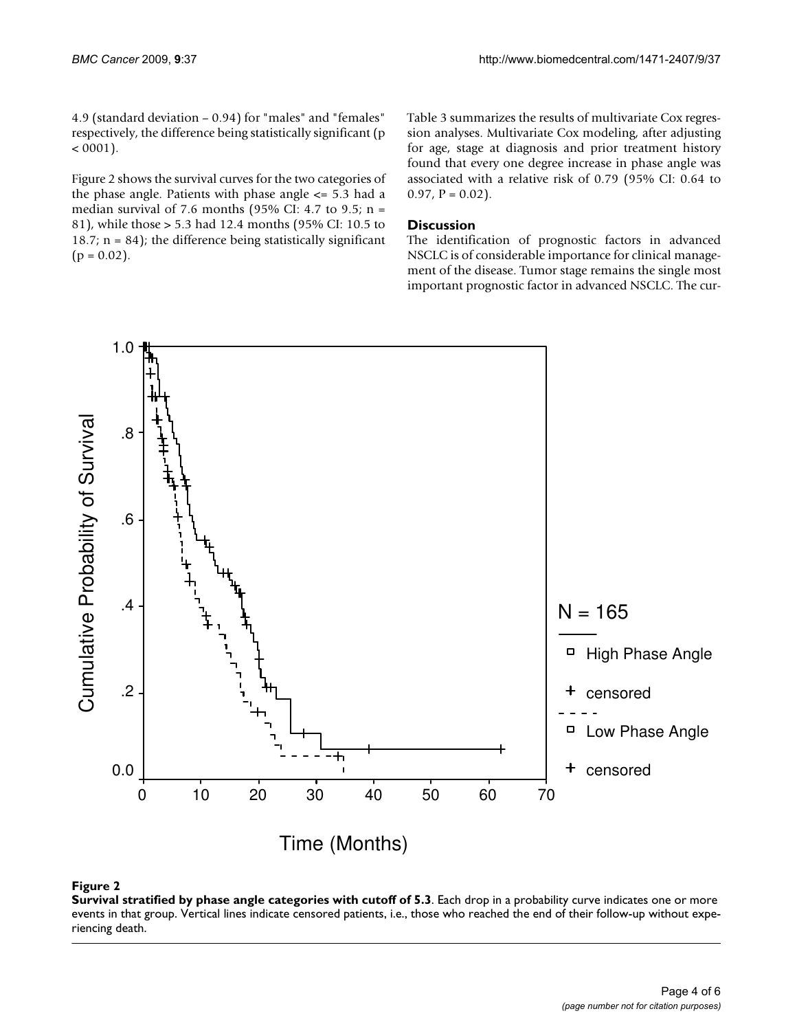4.9 (standard deviation – 0.94) for "males" and "females" respectively, the difference being statistically significant ($p < 0001$).

Figure 2 shows the survival curves for the two categories of the phase angle. Patients with phase angle <= 5.3 had a median survival of 7.6 months (95% CI: 4.7 to 9.5; n = 81), while those > 5.3 had 12.4 months (95% CI: 10.5 to 18.7; n = 84); the difference being statistically significant ($p = 0.02$).

Table 3 summarizes the results of multivariate Cox regression analyses. Multivariate Cox modeling, after adjusting for age, stage at diagnosis and prior treatment history found that every one degree increase in phase angle was associated with a relative risk of 0.79 (95% CI: 0.64 to 0.97, $P = 0.02$).

## Discussion

The identification of prognostic factors in advanced NSCLC is of considerable importance for clinical management of the disease. Tumor stage remains the single most important prognostic factor in advanced NSCLC. The cur-

**Figure 2**
**Survival stratified by phase angle categories with cutoff of 5.3**. Each drop in a probability curve indicates one or more events in that group. Vertical lines indicate censored patients, i.e., those who reached the end of their follow-up without experiencing death.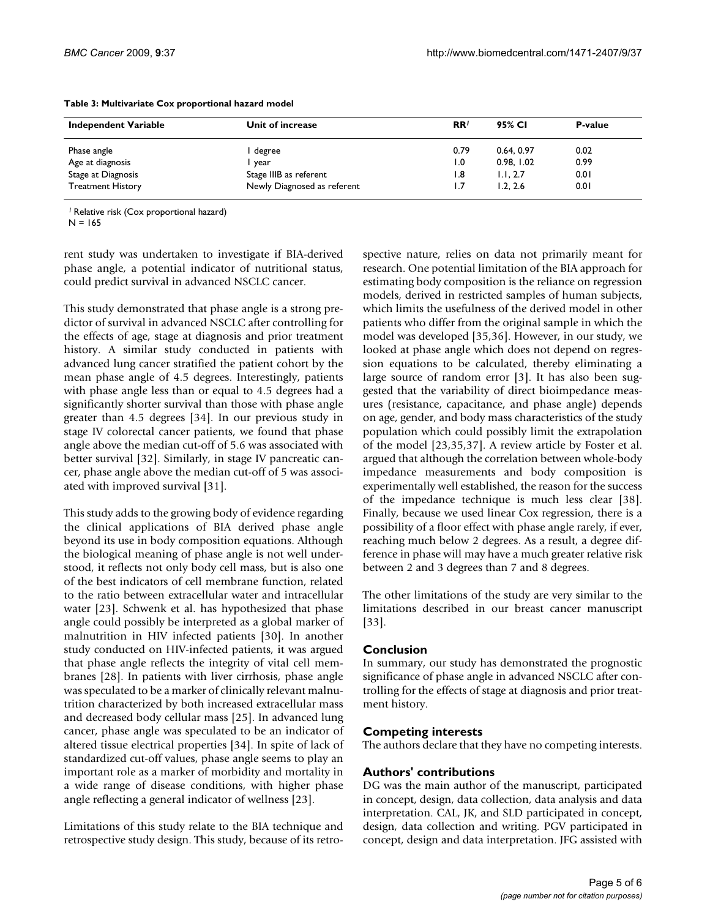**Table 3: Multivariate Cox proportional hazard model**

| Independent Variable | Unit of increase | RR[/] | 95% CI | P-value |
| --- | --- | --- | --- | --- |
| Phase angle | 1 degree | 0.79 | 0.64, 0.97 | 0.02 |
| Age at diagnosis | 1 year | 1.0 | 0.98, 1.02 | 0.99 |
| Stage at Diagnosis | Stage IIIB as referent | 1.8 | 1.1, 2.7 | 0.01 |
| Treatment History | Newly Diagnosed as referent | 1.7 | 1.2, 2.6 | 0.01 |

[/] Relative risk (Cox proportional hazard)
N = 165

rent study was undertaken to investigate if BIA-derived phase angle, a potential indicator of nutritional status, could predict survival in advanced NSCLC cancer.

This study demonstrated that phase angle is a strong predictor of survival in advanced NSCLC after controlling for the effects of age, stage at diagnosis and prior treatment history. A similar study conducted in patients with advanced lung cancer stratified the patient cohort by the mean phase angle of 4.5 degrees. Interestingly, patients with phase angle less than or equal to 4.5 degrees had a significantly shorter survival than those with phase angle greater than 4.5 degrees [34]. In our previous study in stage IV colorectal cancer patients, we found that phase angle above the median cut-off of 5.6 was associated with better survival [32]. Similarly, in stage IV pancreatic cancer, phase angle above the median cut-off of 5 was associated with improved survival [31].

This study adds to the growing body of evidence regarding the clinical applications of BIA derived phase angle beyond its use in body composition equations. Although the biological meaning of phase angle is not well understood, it reflects not only body cell mass, but is also one of the best indicators of cell membrane function, related to the ratio between extracellular water and intracellular water [23]. Schwenk et al. has hypothesized that phase angle could possibly be interpreted as a global marker of malnutrition in HIV infected patients [30]. In another study conducted on HIV-infected patients, it was argued that phase angle reflects the integrity of vital cell membranes [28]. In patients with liver cirrhosis, phase angle was speculated to be a marker of clinically relevant malnutrition characterized by both increased extracellular mass and decreased body cellular mass [25]. In advanced lung cancer, phase angle was speculated to be an indicator of altered tissue electrical properties [34]. In spite of lack of standardized cut-off values, phase angle seems to play an important role as a marker of morbidity and mortality in a wide range of disease conditions, with higher phase angle reflecting a general indicator of wellness [23].

Limitations of this study relate to the BIA technique and retrospective study design. This study, because of its retrospective nature, relies on data not primarily meant for research. One potential limitation of the BIA approach for estimating body composition is the reliance on regression models, derived in restricted samples of human subjects, which limits the usefulness of the derived model in other patients who differ from the original sample in which the model was developed [35,36]. However, in our study, we looked at phase angle which does not depend on regression equations to be calculated, thereby eliminating a large source of random error [3]. It has also been suggested that the variability of direct bioimpedance measures (resistance, capacitance, and phase angle) depends on age, gender, and body mass characteristics of the study population which could possibly limit the extrapolation of the model [23,35,37]. A review article by Foster et al. argued that although the correlation between whole-body impedance measurements and body composition is experimentally well established, the reason for the success of the impedance technique is much less clear [38]. Finally, because we used linear Cox regression, there is a possibility of a floor effect with phase angle rarely, if ever, reaching much below 2 degrees. As a result, a degree difference in phase will may have a much greater relative risk between 2 and 3 degrees than 7 and 8 degrees.

The other limitations of the study are very similar to the limitations described in our breast cancer manuscript [33].

## Conclusion

In summary, our study has demonstrated the prognostic significance of phase angle in advanced NSCLC after controlling for the effects of stage at diagnosis and prior treatment history.

## Competing interests

The authors declare that they have no competing interests.

## Authors' contributions

DG was the main author of the manuscript, participated in concept, design, data collection, data analysis and data interpretation. CAL, JK, and SLD participated in concept, design, data collection and writing. PGV participated in concept, design and data interpretation. JFG assisted with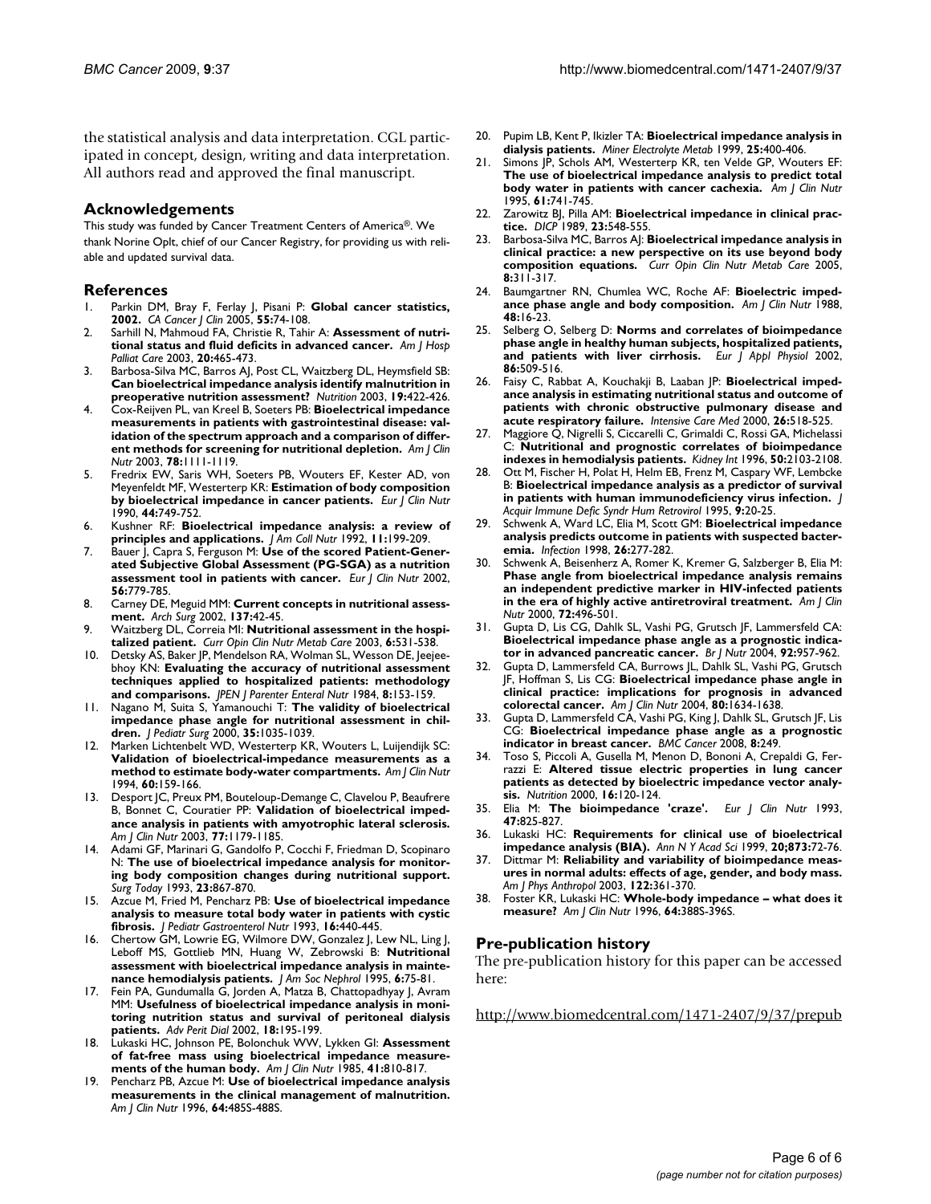the statistical analysis and data interpretation. CGL participated in concept, design, writing and data interpretation. All authors read and approved the final manuscript.

## Acknowledgements

This study was funded by Cancer Treatment Centers of America®. We thank Norine Oplt, chief of our Cancer Registry, for providing us with reliable and updated survival data.

## References

1. Parkin DM, Bray F, Ferlay J, Pisani P: **Global cancer statistics, 2002.** *CA Cancer J Clin* 2005, **55:**74-108.
2. Sarhill N, Mahmoud FA, Christie R, Tahir A: **Assessment of nutritional status and fluid deficits in advanced cancer.** *Am J Hosp Palliat Care* 2003, **20:**465-473.
3. Barbosa-Silva MC, Barros AJ, Post CL, Waitzberg DL, Heymsfield SB: **Can bioelectrical impedance analysis identify malnutrition in preoperative nutrition assessment?** *Nutrition* 2003, **19:**422-426.
4. Cox-Reijven PL, van Kreel B, Soeters PB: **Bioelectrical impedance measurements in patients with gastrointestinal disease: validation of the spectrum approach and a comparison of different methods for screening for nutritional depletion.** *Am J Clin Nutr* 2003, **78:**1111-1119.
5. Fredrix EW, Saris WH, Soeters PB, Wouters EF, Kester AD, von Meyenfeldt MF, Westerterp KR: **Estimation of body composition by bioelectrical impedance in cancer patients.** *Eur J Clin Nutr* 1990, **44:**749-752.
6. Kushner RF: **Bioelectrical impedance analysis: a review of principles and applications.** *J Am Coll Nutr* 1992, **11:**199-209.
7. Bauer J, Capra S, Ferguson M: **Use of the scored Patient-Generated Subjective Global Assessment (PG-SGA) as a nutrition assessment tool in patients with cancer.** *Eur J Clin Nutr* 2002, **56:**779-785.
8. Carney DE, Meguid MM: **Current concepts in nutritional assessment.** *Arch Surg* 2002, **137:**42-45.
9. Waitzberg DL, Correia MI: **Nutritional assessment in the hospitalized patient.** *Curr Opin Clin Nutr Metab Care* 2003, **6:**531-538.
10. Detsky AS, Baker JP, Mendelson RA, Wolman SL, Wesson DE, Jeejeebhoy KN: **Evaluating the accuracy of nutritional assessment techniques applied to hospitalized patients: methodology and comparisons.** *JPEN J Parenter Enteral Nutr* 1984, **8:**153-159.
11. Nagano M, Suita S, Yamanouchi T: **The validity of bioelectrical impedance phase angle for nutritional assessment in children.** *J Pediatr Surg* 2000, **35:**1035-1039.
12. Marken Lichtenbelt WD, Westerterp KR, Wouters L, Luijendijk SC: **Validation of bioelectrical-impedance measurements as a method to estimate body-water compartments.** *Am J Clin Nutr* 1994, **60:**159-166.
13. Desport JC, Preux PM, Bouteloup-Demange C, Clavelou P, Beaufrere B, Bonnet C, Couratier PP: **Validation of bioelectrical impedance analysis in patients with amyotrophic lateral sclerosis.** *Am J Clin Nutr* 2003, **77:**1179-1185.
14. Adami GF, Marinari G, Gandolfo P, Cocchi F, Friedman D, Scopinaro N: **The use of bioelectrical impedance analysis for monitoring body composition changes during nutritional support.** *Surg Today* 1993, **23:**867-870.
15. Azcue M, Fried M, Pencharz PB: **Use of bioelectrical impedance analysis to measure total body water in patients with cystic fibrosis.** *J Pediatr Gastroenterol Nutr* 1993, **16:**440-445.
16. Chertow GM, Lowrie EG, Wilmore DW, Gonzalez J, Lew NL, Ling J, Leboff MS, Gottlieb MN, Huang W, Zebrowski B: **Nutritional assessment with bioelectrical impedance analysis in maintenance hemodialysis patients.** *J Am Soc Nephrol* 1995, **6:**75-81.
17. Fein PA, Gundumalla G, Jorden A, Matza B, Chattopadhyay J, Avram MM: **Usefulness of bioelectrical impedance analysis in monitoring nutrition status and survival of peritoneal dialysis patients.** *Adv Perit Dial* 2002, **18:**195-199.
18. Lukaski HC, Johnson PE, Bolonchuk WW, Lykken GI: **Assessment of fat-free mass using bioelectrical impedance measurements of the human body.** *Am J Clin Nutr* 1985, **41:**810-817.
19. Pencharz PB, Azcue M: **Use of bioelectrical impedance analysis measurements in the clinical management of malnutrition.** *Am J Clin Nutr* 1996, **64:**485S-488S.
20. Pupim LB, Kent P, Ikizler TA: **Bioelectrical impedance analysis in dialysis patients.** *Miner Electrolyte Metab* 1999, **25:**400-406.
21. Simons JP, Schols AM, Westerterp KR, ten Velde GP, Wouters EF: **The use of bioelectrical impedance analysis to predict total body water in patients with cancer cachexia.** *Am J Clin Nutr* 1995, **61:**741-745.
22. Zarowitz BJ, Pilla AM: **Bioelectrical impedance in clinical practice.** *DICP* 1989, **23:**548-555.
23. Barbosa-Silva MC, Barros AJ: **Bioelectrical impedance analysis in clinical practice: a new perspective on its use beyond body composition equations.** *Curr Opin Clin Nutr Metab Care* 2005, **8:**311-317.
24. Baumgartner RN, Chumlea WC, Roche AF: **Bioelectric impedance phase angle and body composition.** *Am J Clin Nutr* 1988, **48:**16-23.
25. Selberg O, Selberg D: **Norms and correlates of bioimpedance phase angle in healthy human subjects, hospitalized patients, and patients with liver cirrhosis.** *Eur J Appl Physiol* 2002, **86:**509-516.
26. Faisy C, Rabbat A, Kouchakji B, Laaban JP: **Bioelectrical impedance analysis in estimating nutritional status and outcome of patients with chronic obstructive pulmonary disease and acute respiratory failure.** *Intensive Care Med* 2000, **26:**518-525.
27. Maggiore Q, Nigrelli S, Ciccarelli C, Grimaldi C, Rossi GA, Michelassi C: **Nutritional and prognostic correlates of bioimpedance indexes in hemodialysis patients.** *Kidney Int* 1996, **50:**2103-2108.
28. Ott M, Fischer H, Polat H, Helm EB, Frenz M, Caspary WF, Lembcke B: **Bioelectrical impedance analysis as a predictor of survival in patients with human immunodeficiency virus infection.** *J Acquir Immune Defic Syndr Hum Retrovirol* 1995, **9:**20-25.
29. Schwenk A, Ward LC, Elia M, Scott GM: **Bioelectrical impedance analysis predicts outcome in patients with suspected bacteremia.** *Infection* 1998, **26:**277-282.
30. Schwenk A, Beisenherz A, Romer K, Kremer G, Salzberger B, Elia M: **Phase angle from bioelectrical impedance analysis remains an independent predictive marker in HIV-infected patients in the era of highly active antiretroviral treatment.** *Am J Clin Nutr* 2000, **72:**496-501.
31. Gupta D, Lis CG, Dahlk SL, Vashi PG, Grutsch JF, Lammersfeld CA: **Bioelectrical impedance phase angle as a prognostic indicator in advanced pancreatic cancer.** *Br J Nutr* 2004, **92:**957-962.
32. Gupta D, Lammersfeld CA, Burrows JL, Dahlk SL, Vashi PG, Grutsch JF, Hoffman S, Lis CG: **Bioelectrical impedance phase angle in clinical practice: implications for prognosis in advanced colorectal cancer.** *Am J Clin Nutr* 2004, **80:**1634-1638.
33. Gupta D, Lammersfeld CA, Vashi PG, King J, Dahlk SL, Grutsch JF, Lis CG: **Bioelectrical impedance phase angle as a prognostic indicator in breast cancer.** *BMC Cancer* 2008, **8:**249.
34. Toso S, Piccoli A, Gusella M, Menon D, Bononi A, Crepaldi G, Ferrazzi E: **Altered tissue electric properties in lung cancer patients as detected by bioelectric impedance vector analysis.** *Nutrition* 2000, **16:**120-124.
35. Elia M: **The bioimpedance 'craze'.** *Eur J Clin Nutr* 1993, **47:**825-827.
36. Lukaski HC: **Requirements for clinical use of bioelectrical impedance analysis (BIA).** *Ann N Y Acad Sci* 1999, **20;873:**72-76.
37. Dittmar M: **Reliability and variability of bioimpedance measures in normal adults: effects of age, gender, and body mass.** *Am J Phys Anthropol* 2003, **122:**361-370.
38. Foster KR, Lukaski HC: **Whole-body impedance – what does it measure?** *Am J Clin Nutr* 1996, **64:**388S-396S.

## Pre-publication history

The pre-publication history for this paper can be accessed here:

http://www.biomedcentral.com/1471-2407/9/37/prepub